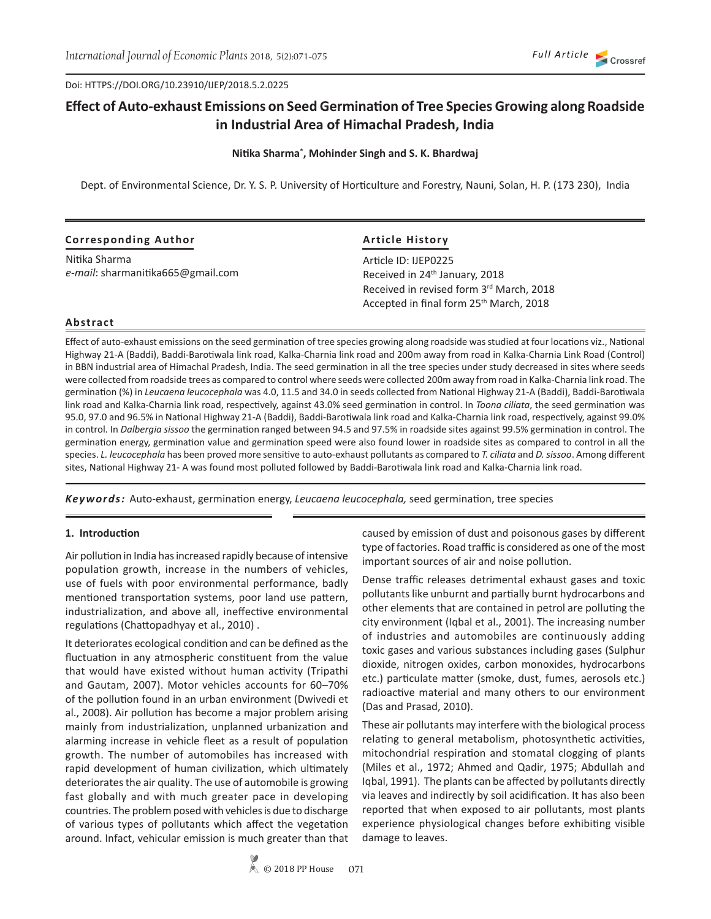Doi: HTTPS://DOI.ORG/10.23910/IJEP/2018.5.2.0225

Full Article

# Effect of Auto-exhaust Emissions on Seed Germination of Tree Species Growing along Roadside in Industrial Area of Himachal Pradesh, India

**Nitika Sharma*, Mohinder Singh and S. K. Bhardwaj**

Dept. of Environmental Science, Dr. Y. S. P. University of Horticulture and Forestry, Nauni, Solan, H. P. (173 230), India

**Corresponding Author**

Nitika Sharma
*e-mail*: sharmanitika665@gmail.com

**Article History**

Article ID: IJEP0225
Received in 24th January, 2018
Received in revised form 3rd March, 2018
Accepted in final form 25th March, 2018

## Abstract

Effect of auto-exhaust emissions on the seed germination of tree species growing along roadside was studied at four locations viz., National Highway 21-A (Baddi), Baddi-Barotiwala link road, Kalka-Charnia link road and 200m away from road in Kalka-Charnia Link Road (Control) in BBN industrial area of Himachal Pradesh, India. The seed germination in all the tree species under study decreased in sites where seeds were collected from roadside trees as compared to control where seeds were collected 200m away from road in Kalka-Charnia link road. The germination (%) in *Leucaena leucocephala* was 4.0, 11.5 and 34.0 in seeds collected from National Highway 21-A (Baddi), Baddi-Barotiwala link road and Kalka-Charnia link road, respectively, against 43.0% seed germination in control. In *Toona ciliata*, the seed germination was 95.0, 97.0 and 96.5% in National Highway 21-A (Baddi), Baddi-Barotiwala link road and Kalka-Charnia link road, respectively, against 99.0% in control. In *Dalbergia sissoo* the germination ranged between 94.5 and 97.5% in roadside sites against 99.5% germination in control. The germination energy, germination value and germination speed were also found lower in roadside sites as compared to control in all the species. *L. leucocephala* has been proved more sensitive to auto-exhaust pollutants as compared to *T. ciliata* and *D. sissoo*. Among different sites, National Highway 21- A was found most polluted followed by Baddi-Barotiwala link road and Kalka-Charnia link road.

***Keywords:*** Auto-exhaust, germination energy, *Leucaena leucocephala,* seed germination, tree species

## 1. Introduction

Air pollution in India has increased rapidly because of intensive population growth, increase in the numbers of vehicles, use of fuels with poor environmental performance, badly mentioned transportation systems, poor land use pattern, industrialization, and above all, ineffective environmental regulations (Chattopadhyay et al., 2010) .

It deteriorates ecological condition and can be defined as the fluctuation in any atmospheric constituent from the value that would have existed without human activity (Tripathi and Gautam, 2007). Motor vehicles accounts for 60–70% of the pollution found in an urban environment (Dwivedi et al., 2008). Air pollution has become a major problem arising mainly from industrialization, unplanned urbanization and alarming increase in vehicle fleet as a result of population growth. The number of automobiles has increased with rapid development of human civilization, which ultimately deteriorates the air quality. The use of automobile is growing fast globally and with much greater pace in developing countries. The problem posed with vehicles is due to discharge of various types of pollutants which affect the vegetation around. Infact, vehicular emission is much greater than that caused by emission of dust and poisonous gases by different type of factories. Road traffic is considered as one of the most important sources of air and noise pollution.

Dense traffic releases detrimental exhaust gases and toxic pollutants like unburnt and partially burnt hydrocarbons and other elements that are contained in petrol are polluting the city environment (Iqbal et al., 2001). The increasing number of industries and automobiles are continuously adding toxic gases and various substances including gases (Sulphur dioxide, nitrogen oxides, carbon monoxides, hydrocarbons etc.) particulate matter (smoke, dust, fumes, aerosols etc.) radioactive material and many others to our environment (Das and Prasad, 2010).

These air pollutants may interfere with the biological process relating to general metabolism, photosynthetic activities, mitochondrial respiration and stomatal clogging of plants (Miles et al., 1972; Ahmed and Qadir, 1975; Abdullah and Iqbal, 1991). The plants can be affected by pollutants directly via leaves and indirectly by soil acidification. It has also been reported that when exposed to air pollutants, most plants experience physiological changes before exhibiting visible damage to leaves.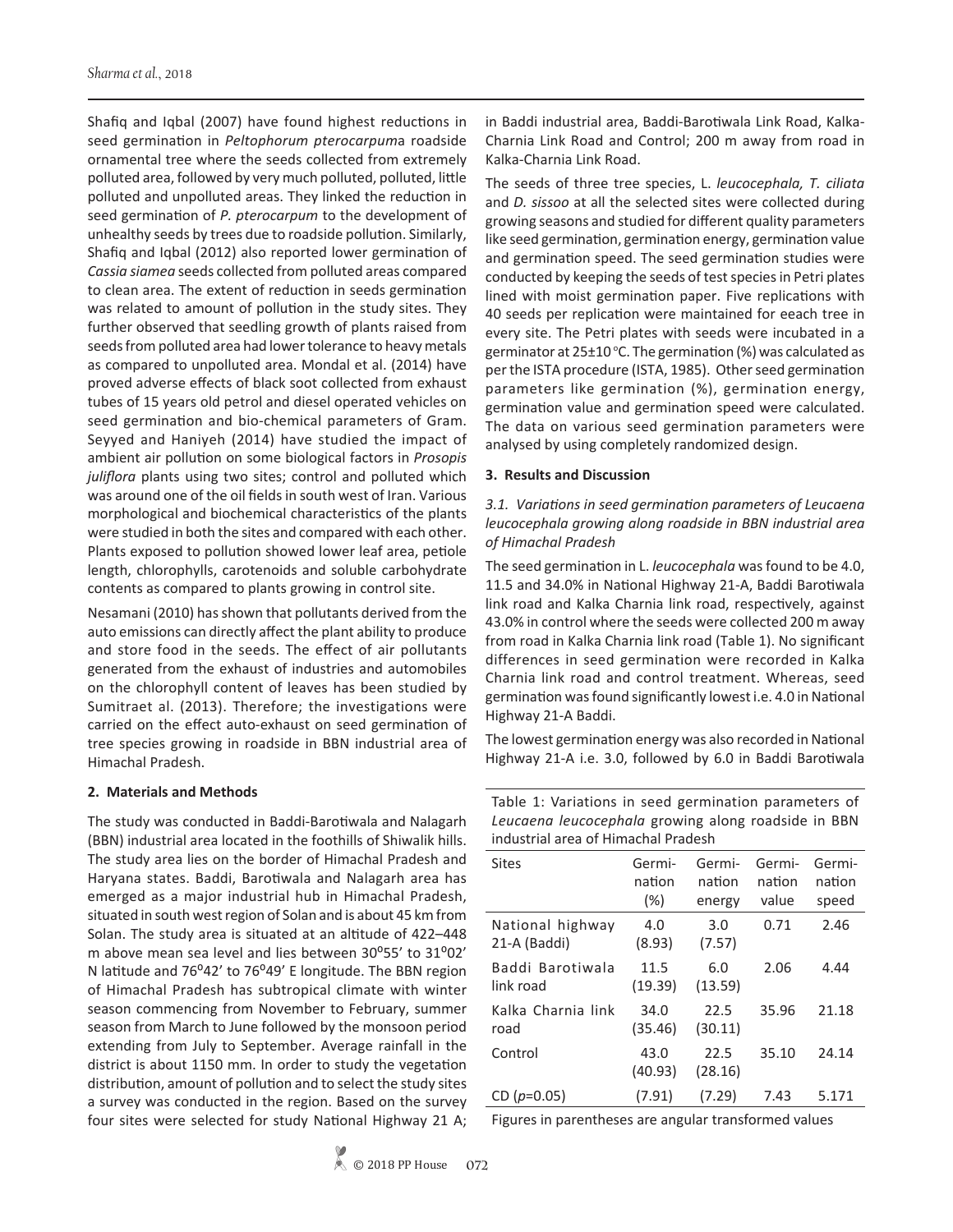Shafiq and Iqbal (2007) have found highest reductions in seed germination in *Peltophorum pterocarpum*a roadside ornamental tree where the seeds collected from extremely polluted area, followed by very much polluted, polluted, little polluted and unpolluted areas. They linked the reduction in seed germination of *P. pterocarpum* to the development of unhealthy seeds by trees due to roadside pollution. Similarly, Shafiq and Iqbal (2012) also reported lower germination of *Cassia siamea* seeds collected from polluted areas compared to clean area. The extent of reduction in seeds germination was related to amount of pollution in the study sites. They further observed that seedling growth of plants raised from seeds from polluted area had lower tolerance to heavy metals as compared to unpolluted area. Mondal et al. (2014) have proved adverse effects of black soot collected from exhaust tubes of 15 years old petrol and diesel operated vehicles on seed germination and bio-chemical parameters of Gram. Seyyed and Haniyeh (2014) have studied the impact of ambient air pollution on some biological factors in *Prosopis juliflora* plants using two sites; control and polluted which was around one of the oil fields in south west of Iran. Various morphological and biochemical characteristics of the plants were studied in both the sites and compared with each other. Plants exposed to pollution showed lower leaf area, petiole length, chlorophylls, carotenoids and soluble carbohydrate contents as compared to plants growing in control site.

Nesamani (2010) has shown that pollutants derived from the auto emissions can directly affect the plant ability to produce and store food in the seeds. The effect of air pollutants generated from the exhaust of industries and automobiles on the chlorophyll content of leaves has been studied by Sumitraet al. (2013). Therefore; the investigations were carried on the effect auto-exhaust on seed germination of tree species growing in roadside in BBN industrial area of Himachal Pradesh.

## 2. Materials and Methods

The study was conducted in Baddi-Barotiwala and Nalagarh (BBN) industrial area located in the foothills of Shiwalik hills. The study area lies on the border of Himachal Pradesh and Haryana states. Baddi, Barotiwala and Nalagarh area has emerged as a major industrial hub in Himachal Pradesh, situated in south west region of Solan and is about 45 km from Solan. The study area is situated at an altitude of 422–448 m above mean sea level and lies between 30$^{o}$55' to 31$^{o}$02' N latitude and 76$^{o}$42' to 76$^{o}$49' E longitude. The BBN region of Himachal Pradesh has subtropical climate with winter season commencing from November to February, summer season from March to June followed by the monsoon period extending from July to September. Average rainfall in the district is about 1150 mm. In order to study the vegetation distribution, amount of pollution and to select the study sites a survey was conducted in the region. Based on the survey four sites were selected for study National Highway 21 A; in Baddi industrial area, Baddi-Barotiwala Link Road, Kalka-Charnia Link Road and Control; 200 m away from road in Kalka-Charnia Link Road.

The seeds of three tree species, L. *leucocephala, T. ciliata* and *D. sissoo* at all the selected sites were collected during growing seasons and studied for different quality parameters like seed germination, germination energy, germination value and germination speed. The seed germination studies were conducted by keeping the seeds of test species in Petri plates lined with moist germination paper. Five replications with 40 seeds per replication were maintained for eeach tree in every site. The Petri plates with seeds were incubated in a germinator at 25±10 °C. The germination (%) was calculated as per the ISTA procedure (ISTA, 1985). Other seed germination parameters like germination (%), germination energy, germination value and germination speed were calculated. The data on various seed germination parameters were analysed by using completely randomized design.

## 3. Results and Discussion

### *3.1. Variations in seed germination parameters of Leucaena leucocephala growing along roadside in BBN industrial area of Himachal Pradesh*

The seed germination in L. *leucocephala* was found to be 4.0, 11.5 and 34.0% in National Highway 21-A, Baddi Barotiwala link road and Kalka Charnia link road, respectively, against 43.0% in control where the seeds were collected 200 m away from road in Kalka Charnia link road (Table 1). No significant differences in seed germination were recorded in Kalka Charnia link road and control treatment. Whereas, seed germination was found significantly lowest i.e. 4.0 in National Highway 21-A Baddi.

The lowest germination energy was also recorded in National Highway 21-A i.e. 3.0, followed by 6.0 in Baddi Barotiwala

Table 1: Variations in seed germination parameters of *Leucaena leucocephala* growing along roadside in BBN industrial area of Himachal Pradesh

| Sites | Germination (%) | Germination energy | Germination value | Germination speed |
|---|---|---|---|---|
| National highway 21-A (Baddi) | 4.0 (8.93) | 3.0 (7.57) | 0.71 | 2.46 |
| Baddi Barotiwala link road | 11.5 (19.39) | 6.0 (13.59) | 2.06 | 4.44 |
| Kalka Charnia link road | 34.0 (35.46) | 22.5 (30.11) | 35.96 | 21.18 |
| Control | 43.0 (40.93) | 22.5 (28.16) | 35.10 | 24.14 |
| CD ($p$=0.05) | (7.91) | (7.29) | 7.43 | 5.171 |

Figures in parentheses are angular transformed values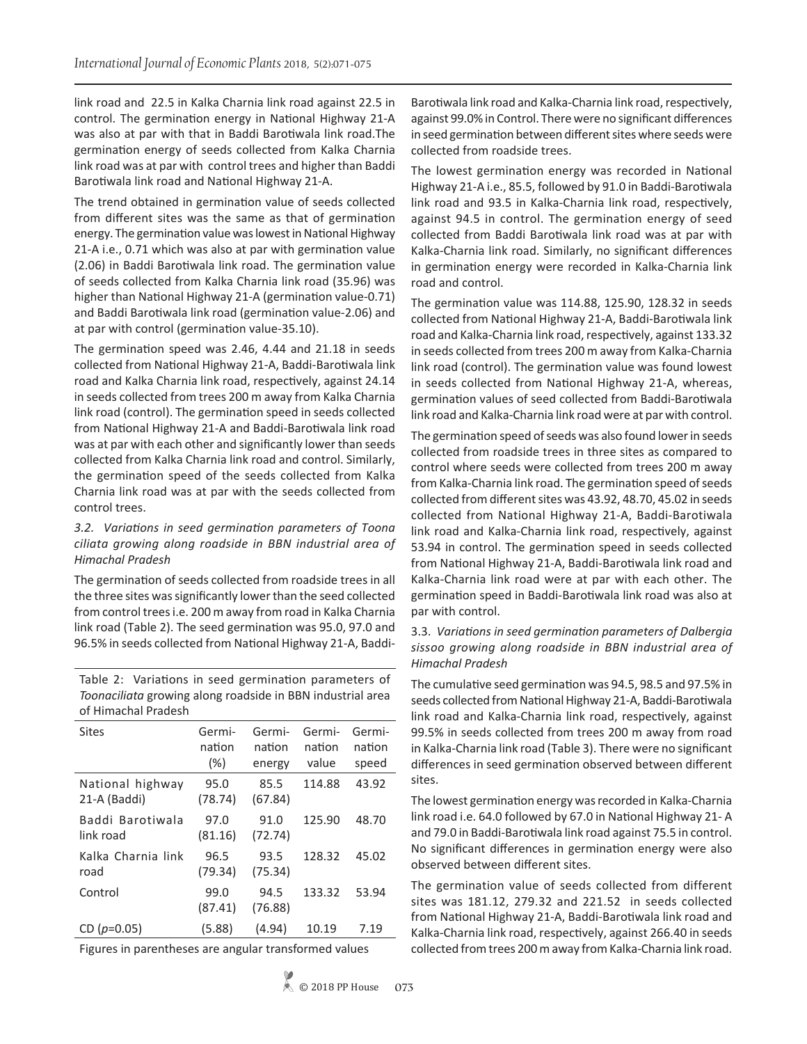link road and 22.5 in Kalka Charnia link road against 22.5 in control. The germination energy in National Highway 21-A was also at par with that in Baddi Barotiwala link road.The germination energy of seeds collected from Kalka Charnia link road was at par with control trees and higher than Baddi Barotiwala link road and National Highway 21-A.

The trend obtained in germination value of seeds collected from different sites was the same as that of germination energy. The germination value was lowest in National Highway 21-A i.e., 0.71 which was also at par with germination value (2.06) in Baddi Barotiwala link road. The germination value of seeds collected from Kalka Charnia link road (35.96) was higher than National Highway 21-A (germination value-0.71) and Baddi Barotiwala link road (germination value-2.06) and at par with control (germination value-35.10).

The germination speed was 2.46, 4.44 and 21.18 in seeds collected from National Highway 21-A, Baddi-Barotiwala link road and Kalka Charnia link road, respectively, against 24.14 in seeds collected from trees 200 m away from Kalka Charnia link road (control). The germination speed in seeds collected from National Highway 21-A and Baddi-Barotiwala link road was at par with each other and significantly lower than seeds collected from Kalka Charnia link road and control. Similarly, the germination speed of the seeds collected from Kalka Charnia link road was at par with the seeds collected from control trees.

### *3.2. Variations in seed germination parameters of Toona ciliata growing along roadside in BBN industrial area of Himachal Pradesh*

The germination of seeds collected from roadside trees in all the three sites was significantly lower than the seed collected from control trees i.e. 200 m away from road in Kalka Charnia link road (Table 2). The seed germination was 95.0, 97.0 and 96.5% in seeds collected from National Highway 21-A, Baddi-Barotiwala link road and Kalka-Charnia link road, respectively, against 99.0% in Control. There were no significant differences in seed germination between different sites where seeds were collected from roadside trees.

The lowest germination energy was recorded in National Highway 21-A i.e., 85.5, followed by 91.0 in Baddi-Barotiwala link road and 93.5 in Kalka-Charnia link road, respectively, against 94.5 in control. The germination energy of seed collected from Baddi Barotiwala link road was at par with Kalka-Charnia link road. Similarly, no significant differences in germination energy were recorded in Kalka-Charnia link road and control.

The germination value was 114.88, 125.90, 128.32 in seeds collected from National Highway 21-A, Baddi-Barotiwala link road and Kalka-Charnia link road, respectively, against 133.32 in seeds collected from trees 200 m away from Kalka-Charnia link road (control). The germination value was found lowest in seeds collected from National Highway 21-A, whereas, germination values of seed collected from Baddi-Barotiwala link road and Kalka-Charnia link road were at par with control.

The germination speed of seeds was also found lower in seeds collected from roadside trees in three sites as compared to control where seeds were collected from trees 200 m away from Kalka-Charnia link road. The germination speed of seeds collected from different sites was 43.92, 48.70, 45.02 in seeds collected from National Highway 21-A, Baddi-Barotiwala link road and Kalka-Charnia link road, respectively, against 53.94 in control. The germination speed in seeds collected from National Highway 21-A, Baddi-Barotiwala link road and Kalka-Charnia link road were at par with each other. The germination speed in Baddi-Barotiwala link road was also at par with control.

Table 2: Variations in seed germination parameters of *Toonaciliata* growing along roadside in BBN industrial area of Himachal Pradesh

| Sites | Germination (%) | Germination energy | Germination value | Germination speed |
|---|---|---|---|---|
| National highway 21-A (Baddi) | 95.0 (78.74) | 85.5 (67.84) | 114.88 | 43.92 |
| Baddi Barotiwala link road | 97.0 (81.16) | 91.0 (72.74) | 125.90 | 48.70 |
| Kalka Charnia link road | 96.5 (79.34) | 93.5 (75.34) | 128.32 | 45.02 |
| Control | 99.0 (87.41) | 94.5 (76.88) | 133.32 | 53.94 |
| CD ($p$=0.05) | (5.88) | (4.94) | 10.19 | 7.19 |

Figures in parentheses are angular transformed values

### 3.3. *Variations in seed germination parameters of Dalbergia sissoo growing along roadside in BBN industrial area of Himachal Pradesh*

The cumulative seed germination was 94.5, 98.5 and 97.5% in seeds collected from National Highway 21-A, Baddi-Barotiwala link road and Kalka-Charnia link road, respectively, against 99.5% in seeds collected from trees 200 m away from road in Kalka-Charnia link road (Table 3). There were no significant differences in seed germination observed between different sites.

The lowest germination energy was recorded in Kalka-Charnia link road i.e. 64.0 followed by 67.0 in National Highway 21- A and 79.0 in Baddi-Barotiwala link road against 75.5 in control. No significant differences in germination energy were also observed between different sites.

The germination value of seeds collected from different sites was 181.12, 279.32 and 221.52 in seeds collected from National Highway 21-A, Baddi-Barotiwala link road and Kalka-Charnia link road, respectively, against 266.40 in seeds collected from trees 200 m away from Kalka-Charnia link road.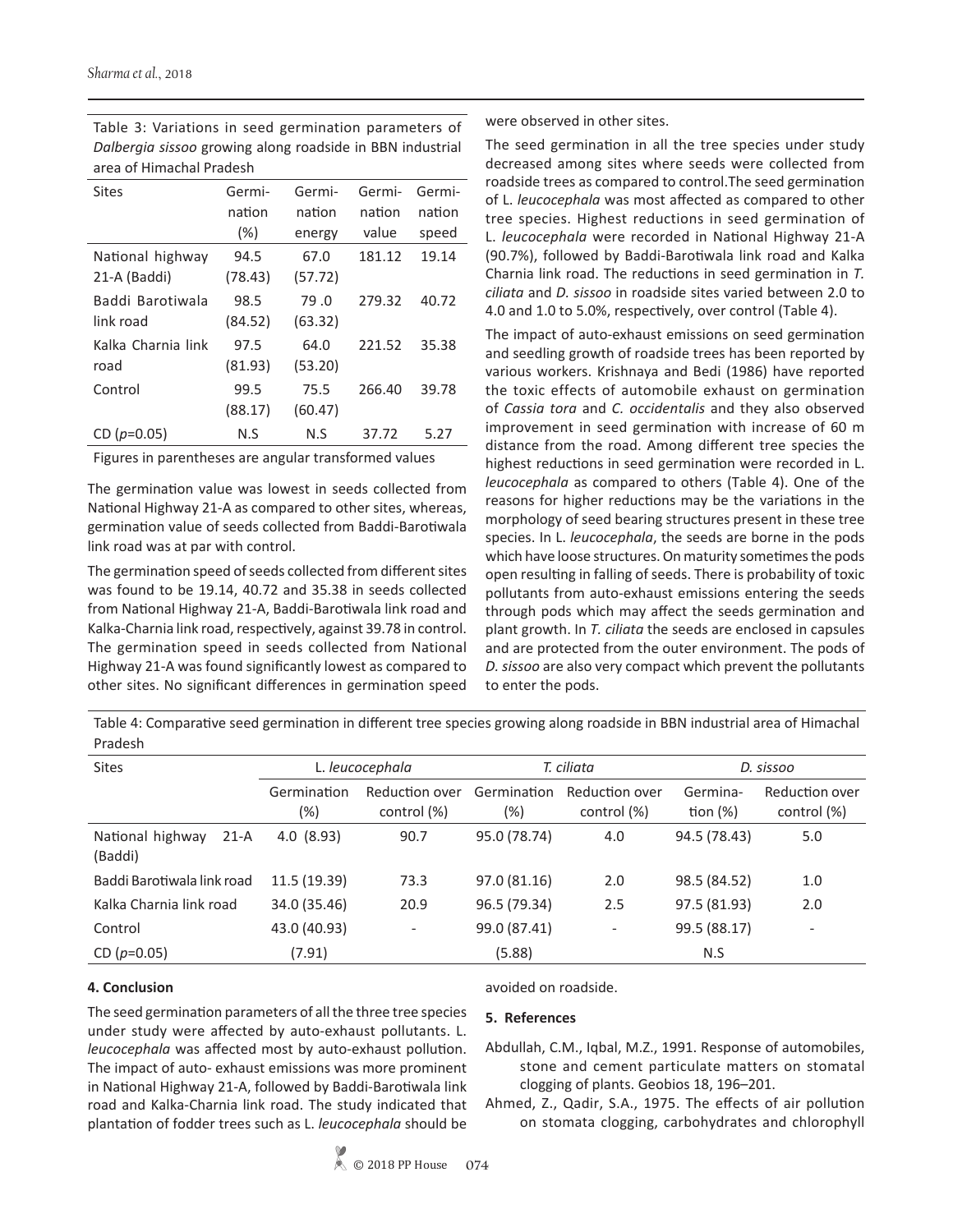Table 3: Variations in seed germination parameters of *Dalbergia sissoo* growing along roadside in BBN industrial area of Himachal Pradesh

| Sites | Germination (%) | Germination energy | Germination value | Germination speed |
|---|---|---|---|---|
| National highway 21-A (Baddi) | 94.5 (78.43) | 67.0 (57.72) | 181.12 | 19.14 |
| Baddi Barotiwala link road | 98.5 (84.52) | 79 .0 (63.32) | 279.32 | 40.72 |
| Kalka Charnia link road | 97.5 (81.93) | 64.0 (53.20) | 221.52 | 35.38 |
| Control | 99.5 (88.17) | 75.5 (60.47) | 266.40 | 39.78 |
| CD ($p$=0.05) | N.S | N.S | 37.72 | 5.27 |

Figures in parentheses are angular transformed values

The germination value was lowest in seeds collected from National Highway 21-A as compared to other sites, whereas, germination value of seeds collected from Baddi-Barotiwala link road was at par with control.

The germination speed of seeds collected from different sites was found to be 19.14, 40.72 and 35.38 in seeds collected from National Highway 21-A, Baddi-Barotiwala link road and Kalka-Charnia link road, respectively, against 39.78 in control. The germination speed in seeds collected from National Highway 21-A was found significantly lowest as compared to other sites. No significant differences in germination speed were observed in other sites.

The seed germination in all the tree species under study decreased among sites where seeds were collected from roadside trees as compared to control.The seed germination of L. *leucocephala* was most affected as compared to other tree species. Highest reductions in seed germination of L. *leucocephala* were recorded in National Highway 21-A (90.7%), followed by Baddi-Barotiwala link road and Kalka Charnia link road. The reductions in seed germination in *T. ciliata* and *D. sissoo* in roadside sites varied between 2.0 to 4.0 and 1.0 to 5.0%, respectively, over control (Table 4).

The impact of auto-exhaust emissions on seed germination and seedling growth of roadside trees has been reported by various workers. Krishnaya and Bedi (1986) have reported the toxic effects of automobile exhaust on germination of *Cassia tora* and *C. occidentalis* and they also observed improvement in seed germination with increase of 60 m distance from the road. Among different tree species the highest reductions in seed germination were recorded in L. *leucocephala* as compared to others (Table 4). One of the reasons for higher reductions may be the variations in the morphology of seed bearing structures present in these tree species. In L. *leucocephala*, the seeds are borne in the pods which have loose structures. On maturity sometimes the pods open resulting in falling of seeds. There is probability of toxic pollutants from auto-exhaust emissions entering the seeds through pods which may affect the seeds germination and plant growth. In *T. ciliata* the seeds are enclosed in capsules and are protected from the outer environment. The pods of *D. sissoo* are also very compact which prevent the pollutants to enter the pods.

Table 4: Comparative seed germination in different tree species growing along roadside in BBN industrial area of Himachal Pradesh

| Sites | L. *leucocephala* | | *T. ciliata* | | *D. sissoo* | |
|---|---|---|---|---|---|---|
| | Germination (%) | Reduction over control (%) | Germination (%) | Reduction over control (%) | Germination (%) | Reduction over control (%) |
| National highway 21-A (Baddi) | 4.0 (8.93) | 90.7 | 95.0 (78.74) | 4.0 | 94.5 (78.43) | 5.0 |
| Baddi Barotiwala link road | 11.5 (19.39) | 73.3 | 97.0 (81.16) | 2.0 | 98.5 (84.52) | 1.0 |
| Kalka Charnia link road | 34.0 (35.46) | 20.9 | 96.5 (79.34) | 2.5 | 97.5 (81.93) | 2.0 |
| Control | 43.0 (40.93) | - | 99.0 (87.41) | - | 99.5 (88.17) | - |
| CD ($p$=0.05) | (7.91) | | (5.88) | | N.S | |

## 4. Conclusion

The seed germination parameters of all the three tree species under study were affected by auto-exhaust pollutants. L. *leucocephala* was affected most by auto-exhaust pollution. The impact of auto- exhaust emissions was more prominent in National Highway 21-A, followed by Baddi-Barotiwala link road and Kalka-Charnia link road. The study indicated that plantation of fodder trees such as L. *leucocephala* should be avoided on roadside.

## 5. References

Abdullah, C.M., Iqbal, M.Z., 1991. Response of automobiles, stone and cement particulate matters on stomatal clogging of plants. Geobios 18, 196–201.

Ahmed, Z., Qadir, S.A., 1975. The effects of air pollution on stomata clogging, carbohydrates and chlorophyll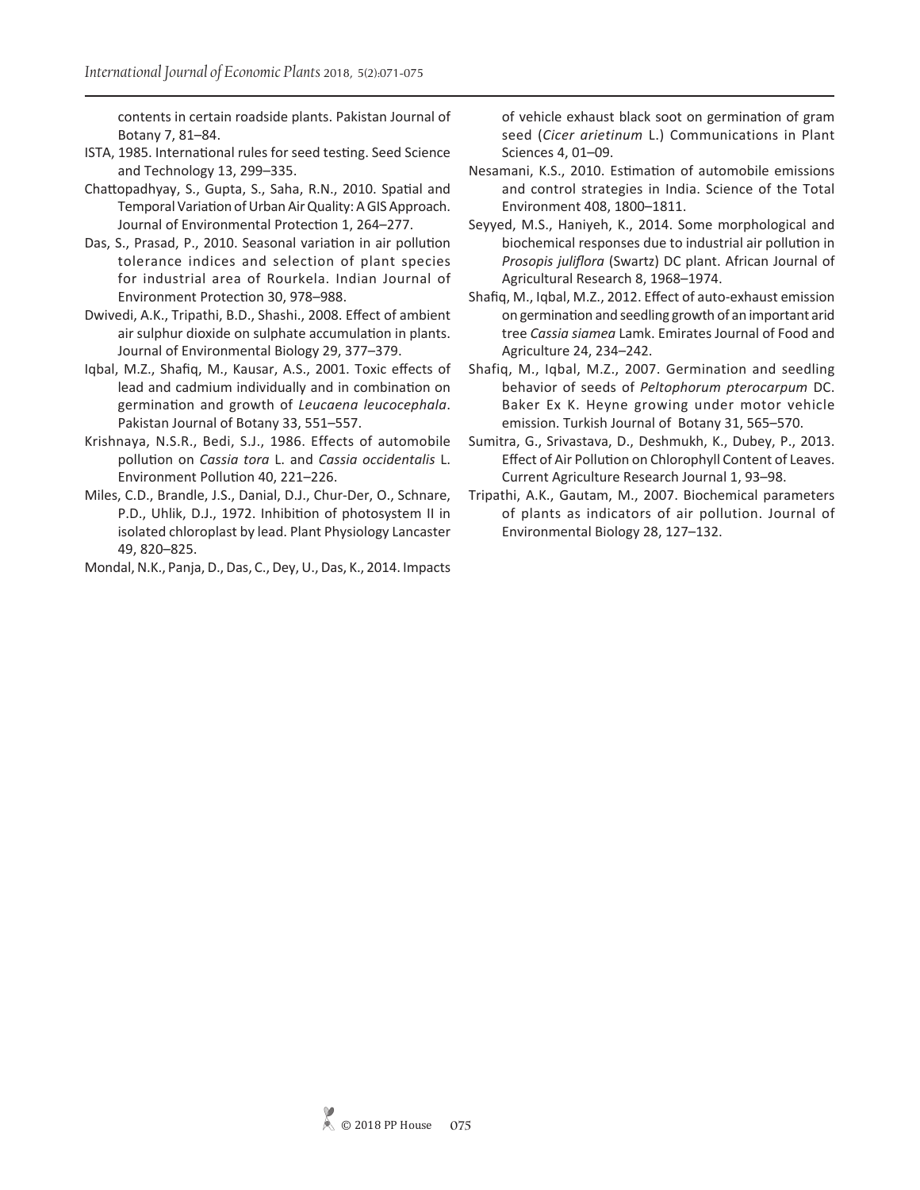contents in certain roadside plants. Pakistan Journal of Botany 7, 81–84.

ISTA, 1985. International rules for seed testing. Seed Science and Technology 13, 299–335.

Chattopadhyay, S., Gupta, S., Saha, R.N., 2010. Spatial and Temporal Variation of Urban Air Quality: A GIS Approach. Journal of Environmental Protection 1, 264–277.

Das, S., Prasad, P., 2010. Seasonal variation in air pollution tolerance indices and selection of plant species for industrial area of Rourkela. Indian Journal of Environment Protection 30, 978–988.

Dwivedi, A.K., Tripathi, B.D., Shashi., 2008. Effect of ambient air sulphur dioxide on sulphate accumulation in plants. Journal of Environmental Biology 29, 377–379.

Iqbal, M.Z., Shafiq, M., Kausar, A.S., 2001. Toxic effects of lead and cadmium individually and in combination on germination and growth of *Leucaena leucocephala*. Pakistan Journal of Botany 33, 551–557.

Krishnaya, N.S.R., Bedi, S.J., 1986. Effects of automobile pollution on *Cassia tora* L. and *Cassia occidentalis* L. Environment Pollution 40, 221–226.

Miles, C.D., Brandle, J.S., Danial, D.J., Chur-Der, O., Schnare, P.D., Uhlik, D.J., 1972. Inhibition of photosystem II in isolated chloroplast by lead. Plant Physiology Lancaster 49, 820–825.

Mondal, N.K., Panja, D., Das, C., Dey, U., Das, K., 2014. Impacts of vehicle exhaust black soot on germination of gram seed (*Cicer arietinum* L.) Communications in Plant Sciences 4, 01–09.

Nesamani, K.S., 2010. Estimation of automobile emissions and control strategies in India. Science of the Total Environment 408, 1800–1811.

Seyyed, M.S., Haniyeh, K., 2014. Some morphological and biochemical responses due to industrial air pollution in *Prosopis juliflora* (Swartz) DC plant. African Journal of Agricultural Research 8, 1968–1974.

Shafiq, M., Iqbal, M.Z., 2012. Effect of auto-exhaust emission on germination and seedling growth of an important arid tree *Cassia siamea* Lamk. Emirates Journal of Food and Agriculture 24, 234–242.

Shafiq, M., Iqbal, M.Z., 2007. Germination and seedling behavior of seeds of *Peltophorum pterocarpum* DC. Baker Ex K. Heyne growing under motor vehicle emission. Turkish Journal of Botany 31, 565–570.

Sumitra, G., Srivastava, D., Deshmukh, K., Dubey, P., 2013. Effect of Air Pollution on Chlorophyll Content of Leaves. Current Agriculture Research Journal 1, 93–98.

Tripathi, A.K., Gautam, M., 2007. Biochemical parameters of plants as indicators of air pollution. Journal of Environmental Biology 28, 127–132.